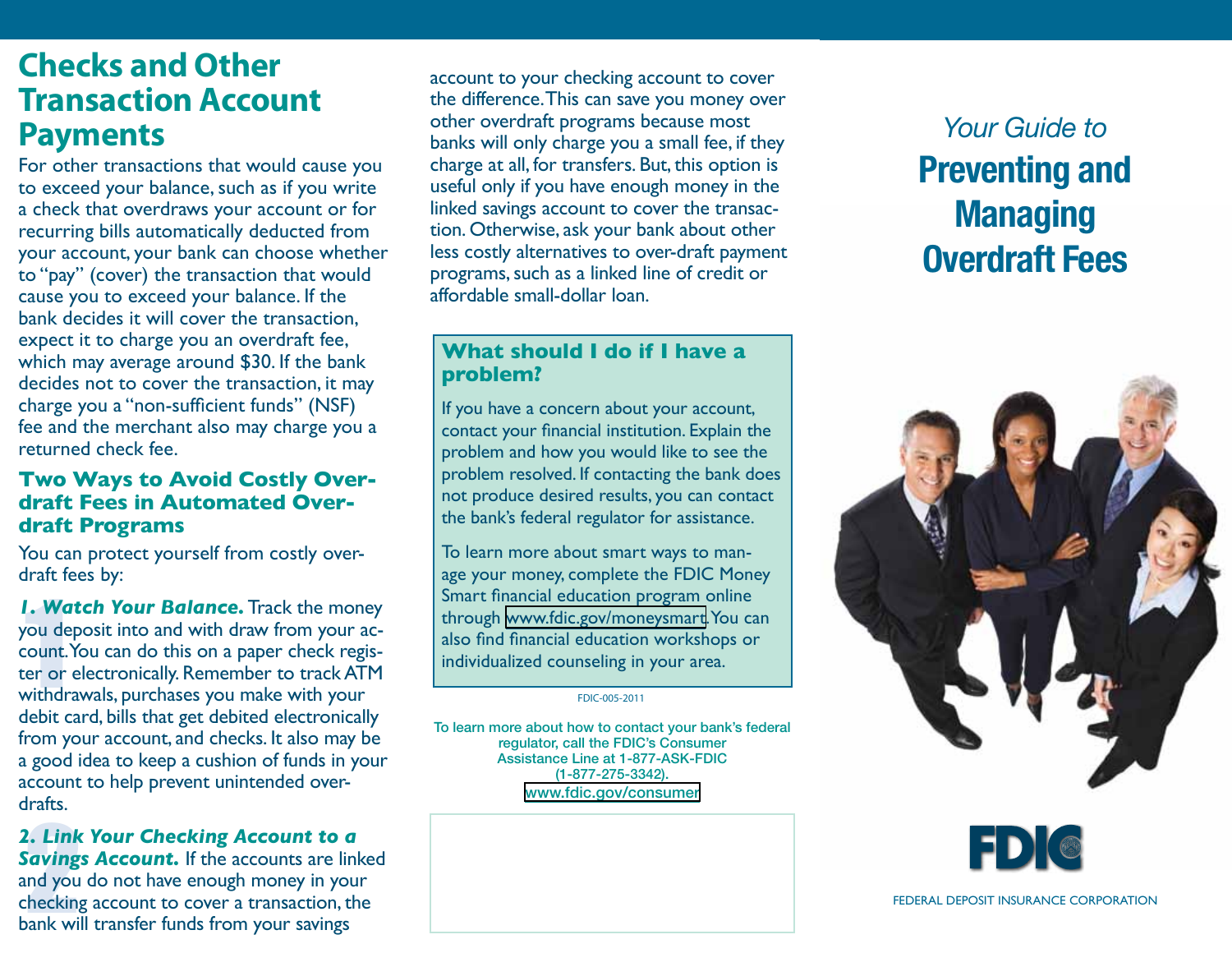## Checks and Other Transaction Account Payments

For other transactions that would cause you to exceed your balance, such as if you write a check that overdraws your account or for recurring bills automatically deducted from your account, your bank can choose whether to "pay" (cover) the transaction that would cause you to exceed your balance. If the bank decides it will cover the transaction, expect it to charge you an overdraft fee, which may average around $30. If the bank decides not to cover the transaction, it may charge you a "non-sufficient funds" (NSF) fee and the merchant also may charge you a returned check fee.

### Two Ways to Avoid Costly Overdraft Fees in Automated Overdraft Programs

You can protect yourself from costly overdraft fees by:

***1. Watch Your Balance.*** Track the money you deposit into and with draw from your account. You can do this on a paper check register or electronically. Remember to track ATM withdrawals, purchases you make with your debit card, bills that get debited electronically from your account, and checks. It also may be a good idea to keep a cushion of funds in your account to help prevent unintended overdrafts.

***2. Link Your Checking Account to a Savings Account.*** If the accounts are linked and you do not have enough money in your checking account to cover a transaction, the bank will transfer funds from your savings account to your checking account to cover the difference. This can save you money over other overdraft programs because most banks will only charge you a small fee, if they charge at all, for transfers. But, this option is useful only if you have enough money in the linked savings account to cover the transaction. Otherwise, ask your bank about other less costly alternatives to over-draft payment programs, such as a linked line of credit or affordable small-dollar loan.

### What should I do if I have a problem?

If you have a concern about your account, contact your financial institution. Explain the problem and how you would like to see the problem resolved. If contacting the bank does not produce desired results, you can contact the bank's federal regulator for assistance.

To learn more about smart ways to manage your money, complete the FDIC Money Smart financial education program online through www.fdic.gov/moneysmart. You can also find financial education workshops or individualized counseling in your area.

FDIC-005-2011

To learn more about how to contact your bank's federal regulator, call the FDIC's Consumer Assistance Line at 1-877-ASK-FDIC (1-877-275-3342).
www.fdic.gov/consumer

*Your Guide to*

# Preventing and Managing Overdraft Fees

FDIC

FEDERAL DEPOSIT INSURANCE CORPORATION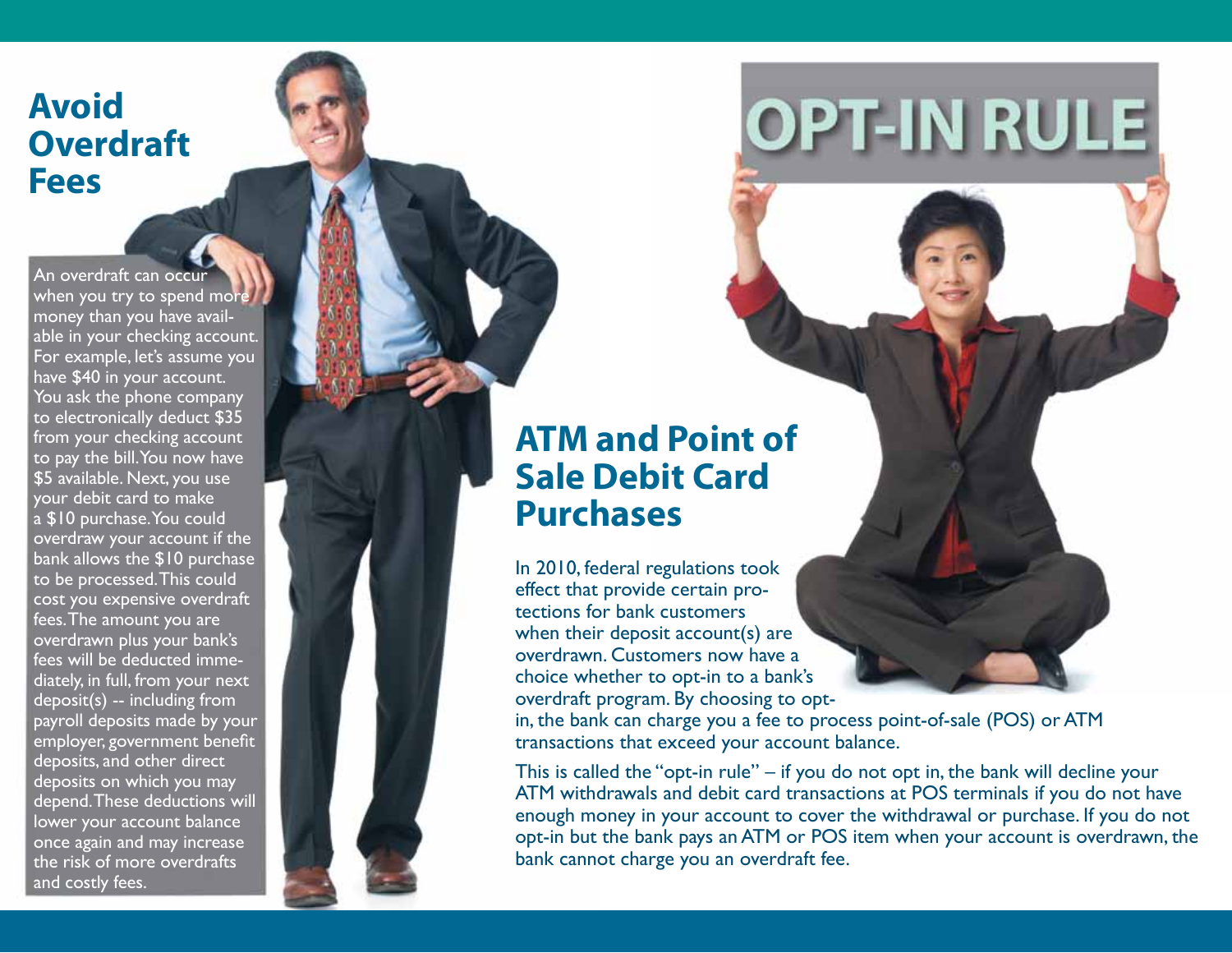## Avoid Overdraft Fees

An overdraft can occur when you try to spend more money than you have available in your checking account. For example, let's assume you have $40 in your account. You ask the phone company to electronically deduct $35 from your checking account to pay the bill. You now have $5 available. Next, you use your debit card to make a $10 purchase. You could overdraw your account if the bank allows the $10 purchase to be processed. This could cost you expensive overdraft fees. The amount you are overdrawn plus your bank's fees will be deducted immediately, in full, from your next deposit(s) -- including from payroll deposits made by your employer, government benefit deposits, and other direct deposits on which you may depend. These deductions will lower your account balance once again and may increase the risk of more overdrafts and costly fees.

## OPT-IN RULE

## ATM and Point of Sale Debit Card Purchases

In 2010, federal regulations took effect that provide certain protections for bank customers when their deposit account(s) are overdrawn. Customers now have a choice whether to opt-in to a bank's overdraft program. By choosing to opt-in, the bank can charge you a fee to process point-of-sale (POS) or ATM transactions that exceed your account balance.

This is called the "opt-in rule" – if you do not opt in, the bank will decline your ATM withdrawals and debit card transactions at POS terminals if you do not have enough money in your account to cover the withdrawal or purchase. If you do not opt-in but the bank pays an ATM or POS item when your account is overdrawn, the bank cannot charge you an overdraft fee.